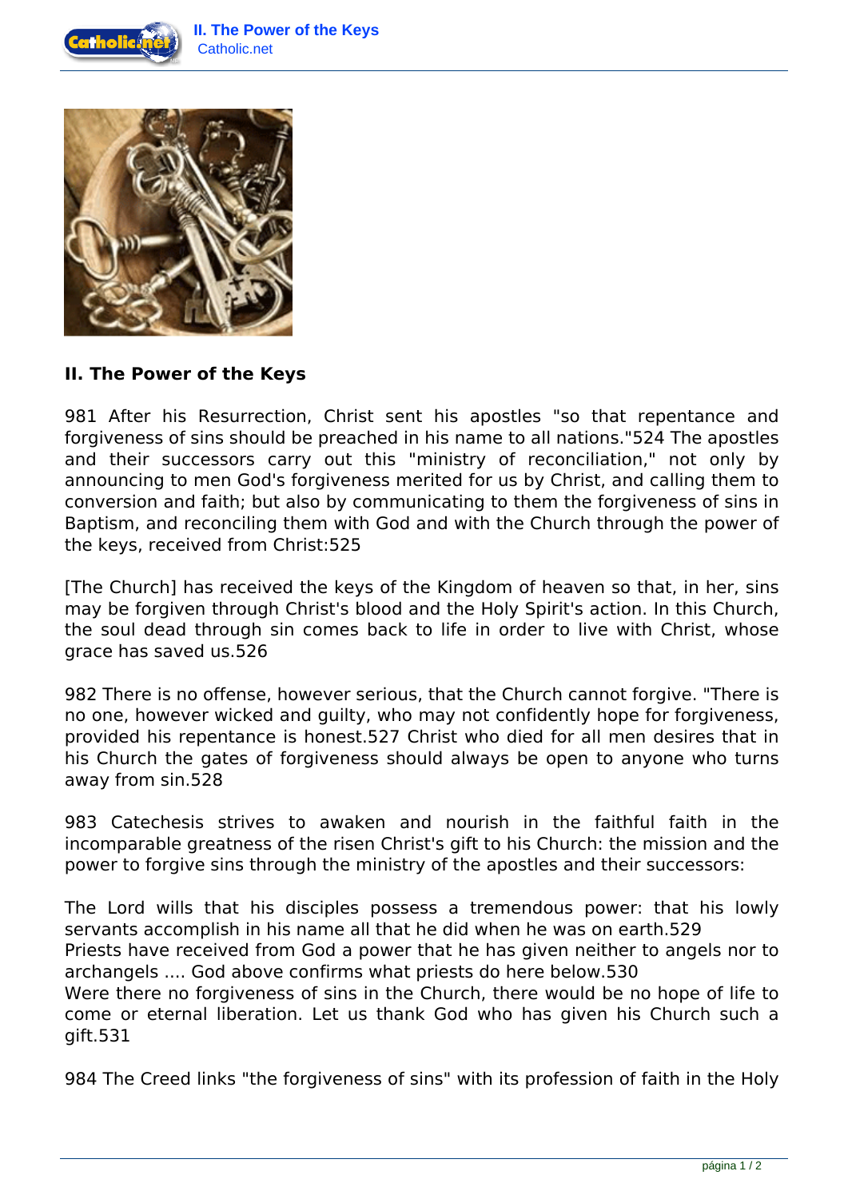## II. The Power of the Keys

981 After his Resurrection, Christ sent his apostles "so that repentance and forgiveness of sins should be preached in his name to all nations."524 The apostles and their successors carry out this "ministry of reconciliation," not only by announcing to men God's forgiveness merited for us by Christ, and calling them to conversion and faith; but also by communicating to them the forgiveness of sins in Baptism, and reconciling them with God and with the Church through the power of the keys, received from Christ:525

[The Church] has received the keys of the Kingdom of heaven so that, in her, sins may be forgiven through Christ's blood and the Holy Spirit's action. In this Church, the soul dead through sin comes back to life in order to live with Christ, whose grace has saved us.526

982 There is no offense, however serious, that the Church cannot forgive. "There is no one, however wicked and guilty, who may not confidently hope for forgiveness, provided his repentance is honest.527 Christ who died for all men desires that in his Church the gates of forgiveness should always be open to anyone who turns away from sin.528

983 Catechesis strives to awaken and nourish in the faithful faith in the incomparable greatness of the risen Christ's gift to his Church: the mission and the power to forgive sins through the ministry of the apostles and their successors:

The Lord wills that his disciples possess a tremendous power: that his lowly servants accomplish in his name all that he did when he was on earth.529
Priests have received from God a power that he has given neither to angels nor to archangels .... God above confirms what priests do here below.530
Were there no forgiveness of sins in the Church, there would be no hope of life to come or eternal liberation. Let us thank God who has given his Church such a gift.531

984 The Creed links "the forgiveness of sins" with its profession of faith in the Holy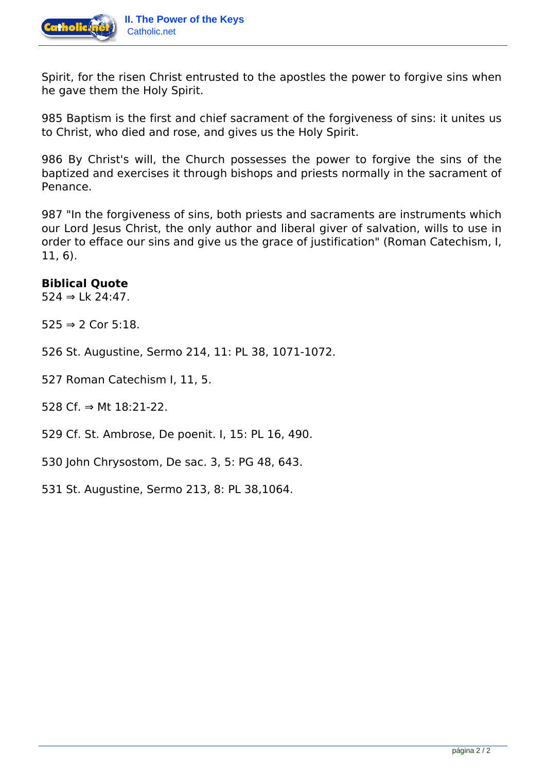Spirit, for the risen Christ entrusted to the apostles the power to forgive sins when he gave them the Holy Spirit.

985 Baptism is the first and chief sacrament of the forgiveness of sins: it unites us to Christ, who died and rose, and gives us the Holy Spirit.

986 By Christ's will, the Church possesses the power to forgive the sins of the baptized and exercises it through bishops and priests normally in the sacrament of Penance.

987 "In the forgiveness of sins, both priests and sacraments are instruments which our Lord Jesus Christ, the only author and liberal giver of salvation, wills to use in order to efface our sins and give us the grace of justification" (Roman Catechism, I, 11, 6).

**Biblical Quote**
524 ⇒ Lk 24:47.

525 ⇒ 2 Cor 5:18.

526 St. Augustine, Sermo 214, 11: PL 38, 1071-1072.

527 Roman Catechism I, 11, 5.

528 Cf. ⇒ Mt 18:21-22.

529 Cf. St. Ambrose, De poenit. I, 15: PL 16, 490.

530 John Chrysostom, De sac. 3, 5: PG 48, 643.

531 St. Augustine, Sermo 213, 8: PL 38,1064.